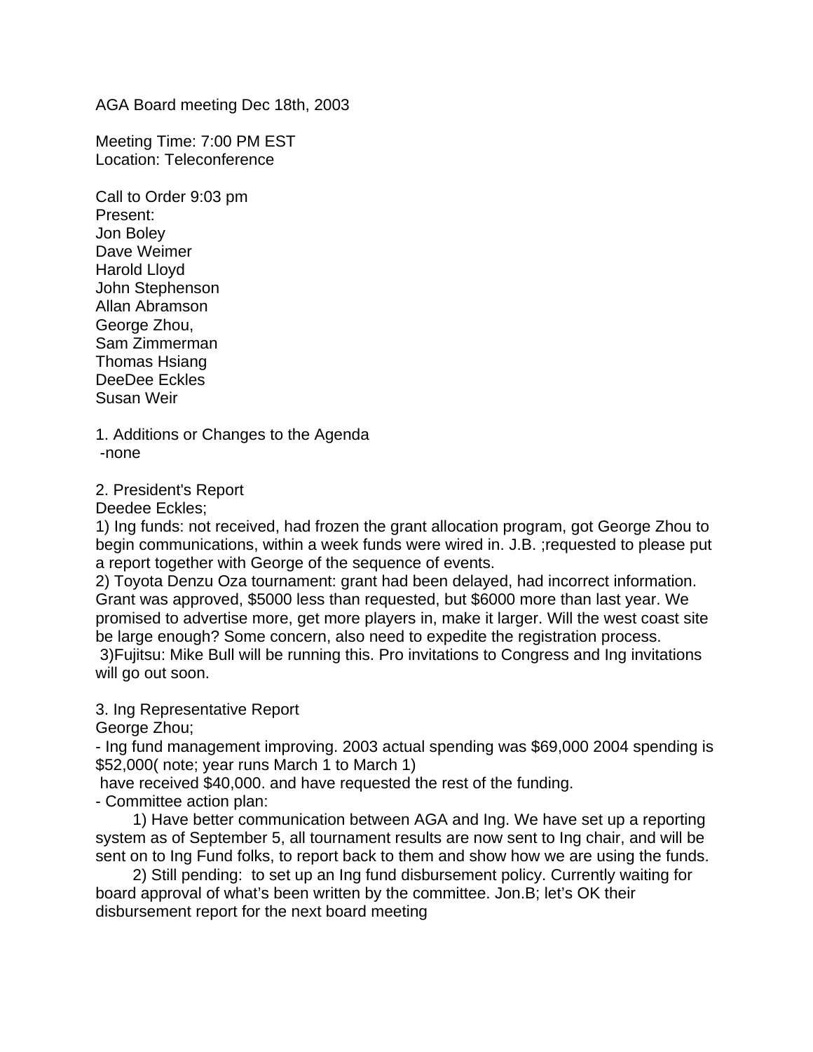AGA Board meeting Dec 18th, 2003

Meeting Time: 7:00 PM EST
Location: Teleconference

Call to Order 9:03 pm
Present:
Jon Boley
Dave Weimer
Harold Lloyd
John Stephenson
Allan Abramson
George Zhou,
Sam Zimmerman
Thomas Hsiang
DeeDee Eckles
Susan Weir

1. Additions or Changes to the Agenda
 -none

2. President's Report
Deedee Eckles;
1) Ing funds: not received, had frozen the grant allocation program, got George Zhou to begin communications, within a week funds were wired in. J.B. ;requested to please put a report together with George of the sequence of events.
2) Toyota Denzu Oza tournament: grant had been delayed, had incorrect information. Grant was approved, $5000 less than requested, but $6000 more than last year. We promised to advertise more, get more players in, make it larger. Will the west coast site be large enough? Some concern, also need to expedite the registration process.
 3)Fujitsu: Mike Bull will be running this. Pro invitations to Congress and Ing invitations will go out soon.

3. Ing Representative Report
George Zhou;
- Ing fund management improving. 2003 actual spending was $69,000 2004 spending is $52,000( note; year runs March 1 to March 1)
 have received $40,000. and have requested the rest of the funding.
- Committee action plan:
	1) Have better communication between AGA and Ing. We have set up a reporting system as of September 5, all tournament results are now sent to Ing chair, and will be sent on to Ing Fund folks, to report back to them and show how we are using the funds.
	2) Still pending:  to set up an Ing fund disbursement policy. Currently waiting for board approval of what's been written by the committee. Jon.B; let's OK their disbursement report for the next board meeting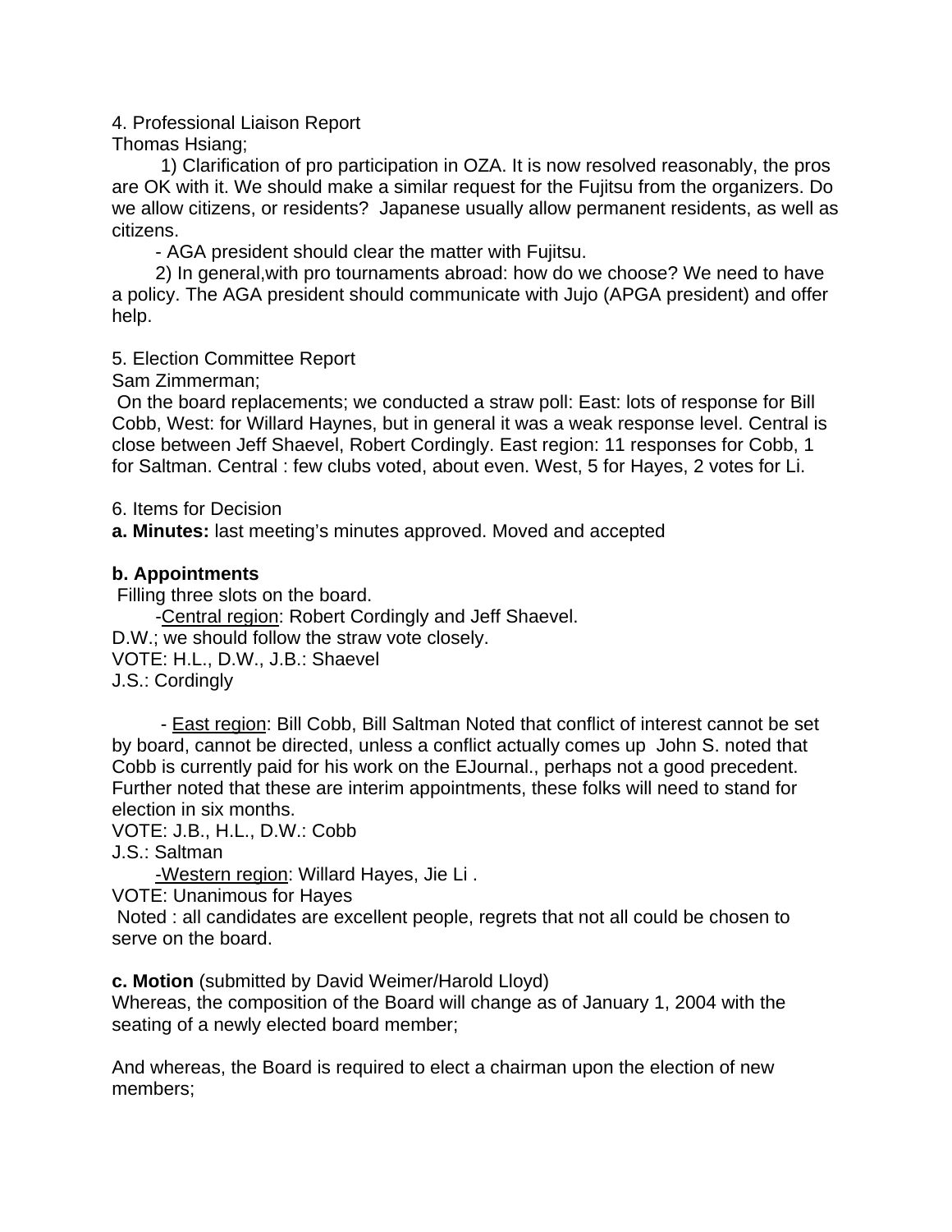4. Professional Liaison Report

Thomas Hsiang;

1) Clarification of pro participation in OZA. It is now resolved reasonably, the pros are OK with it. We should make a similar request for the Fujitsu from the organizers. Do we allow citizens, or residents? Japanese usually allow permanent residents, as well as citizens.

- AGA president should clear the matter with Fujitsu.

2) In general,with pro tournaments abroad: how do we choose? We need to have a policy. The AGA president should communicate with Jujo (APGA president) and offer help.

5. Election Committee Report

Sam Zimmerman;

On the board replacements; we conducted a straw poll: East: lots of response for Bill Cobb, West: for Willard Haynes, but in general it was a weak response level. Central is close between Jeff Shaevel, Robert Cordingly. East region: 11 responses for Cobb, 1 for Saltman. Central : few clubs voted, about even. West, 5 for Hayes, 2 votes for Li.

6. Items for Decision

**a. Minutes:** last meeting's minutes approved. Moved and accepted

**b. Appointments**

Filling three slots on the board.

-<u>Central region</u>: Robert Cordingly and Jeff Shaevel.

D.W.; we should follow the straw vote closely.

VOTE: H.L., D.W., J.B.: Shaevel

J.S.: Cordingly

- <u>East region</u>: Bill Cobb, Bill Saltman Noted that conflict of interest cannot be set by board, cannot be directed, unless a conflict actually comes up John S. noted that Cobb is currently paid for his work on the EJournal., perhaps not a good precedent. Further noted that these are interim appointments, these folks will need to stand for election in six months.

VOTE: J.B., H.L., D.W.: Cobb

J.S.: Saltman

<u>-Western region</u>: Willard Hayes, Jie Li .

VOTE: Unanimous for Hayes

Noted : all candidates are excellent people, regrets that not all could be chosen to serve on the board.

**c. Motion** (submitted by David Weimer/Harold Lloyd)

Whereas, the composition of the Board will change as of January 1, 2004 with the seating of a newly elected board member;

And whereas, the Board is required to elect a chairman upon the election of new members;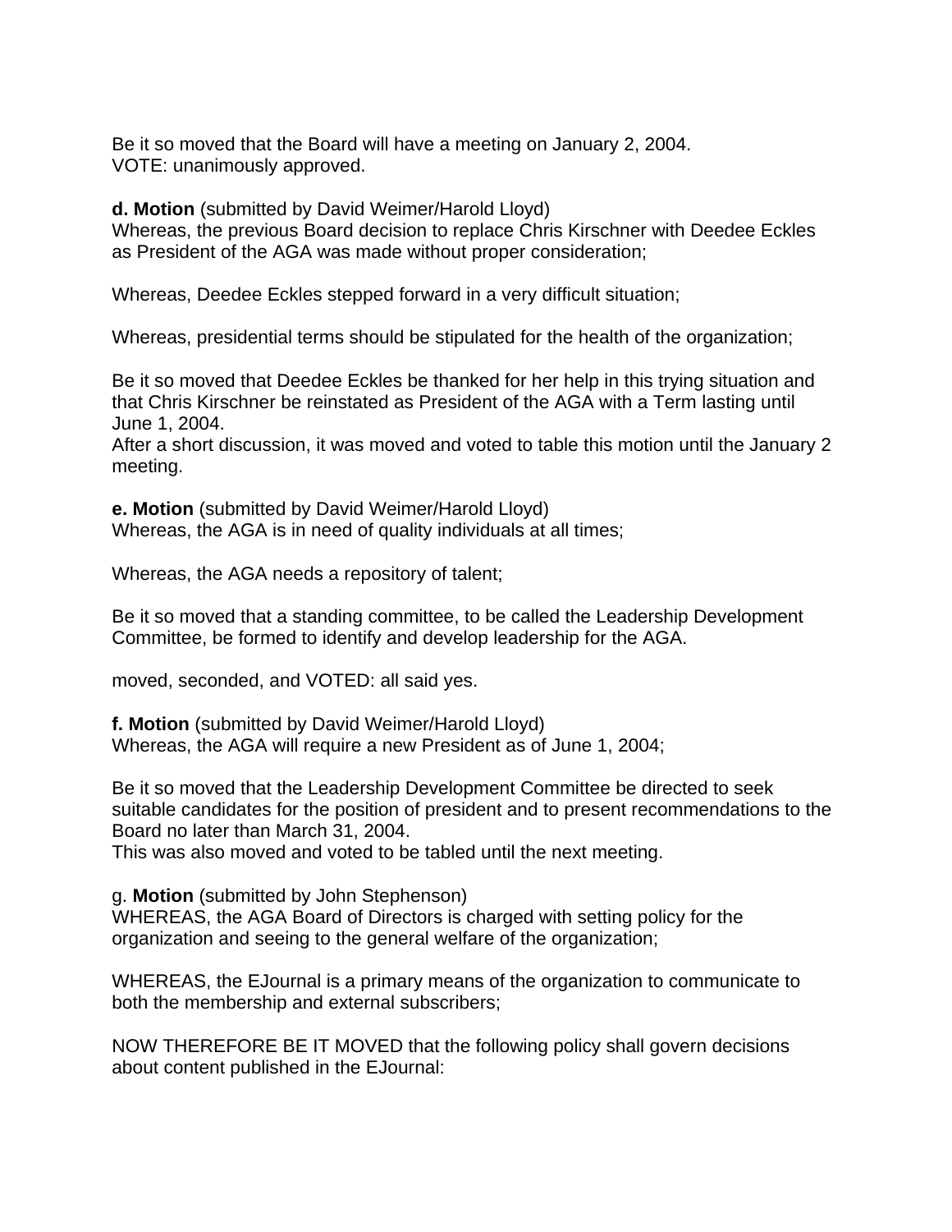Be it so moved that the Board will have a meeting on January 2, 2004.
VOTE: unanimously approved.

**d. Motion** (submitted by David Weimer/Harold Lloyd)
Whereas, the previous Board decision to replace Chris Kirschner with Deedee Eckles as President of the AGA was made without proper consideration;

Whereas, Deedee Eckles stepped forward in a very difficult situation;

Whereas, presidential terms should be stipulated for the health of the organization;

Be it so moved that Deedee Eckles be thanked for her help in this trying situation and that Chris Kirschner be reinstated as President of the AGA with a Term lasting until June 1, 2004.
After a short discussion, it was moved and voted to table this motion until the January 2 meeting.

**e. Motion** (submitted by David Weimer/Harold Lloyd)
Whereas, the AGA is in need of quality individuals at all times;

Whereas, the AGA needs a repository of talent;

Be it so moved that a standing committee, to be called the Leadership Development Committee, be formed to identify and develop leadership for the AGA.

moved, seconded, and VOTED: all said yes.

**f. Motion** (submitted by David Weimer/Harold Lloyd)
Whereas, the AGA will require a new President as of June 1, 2004;

Be it so moved that the Leadership Development Committee be directed to seek suitable candidates for the position of president and to present recommendations to the Board no later than March 31, 2004.
This was also moved and voted to be tabled until the next meeting.

g. **Motion** (submitted by John Stephenson)
WHEREAS, the AGA Board of Directors is charged with setting policy for the organization and seeing to the general welfare of the organization;

WHEREAS, the EJournal is a primary means of the organization to communicate to both the membership and external subscribers;

NOW THEREFORE BE IT MOVED that the following policy shall govern decisions about content published in the EJournal: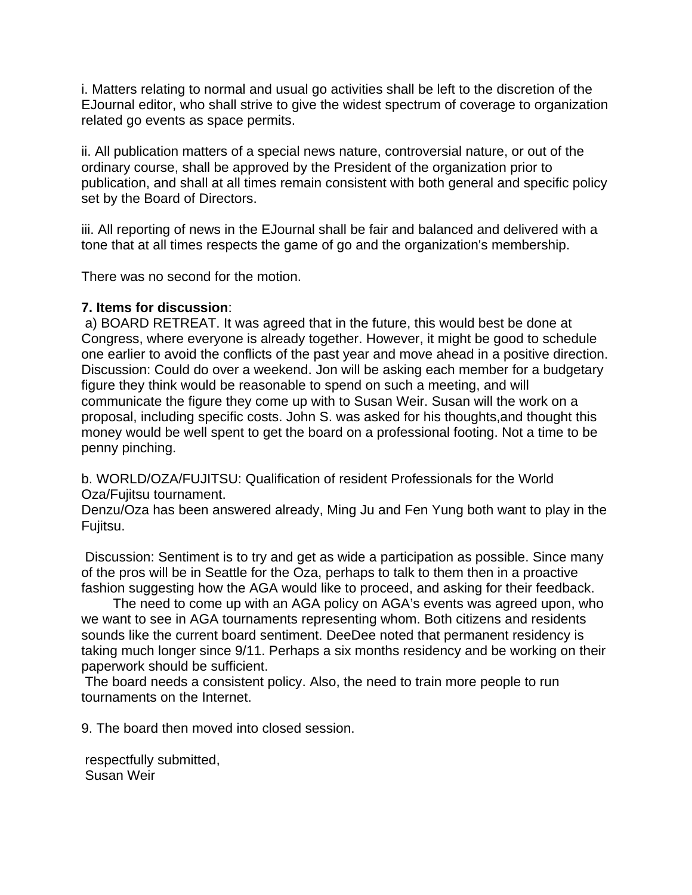i. Matters relating to normal and usual go activities shall be left to the discretion of the EJournal editor, who shall strive to give the widest spectrum of coverage to organization related go events as space permits.

ii. All publication matters of a special news nature, controversial nature, or out of the ordinary course, shall be approved by the President of the organization prior to publication, and shall at all times remain consistent with both general and specific policy set by the Board of Directors.

iii. All reporting of news in the EJournal shall be fair and balanced and delivered with a tone that at all times respects the game of go and the organization's membership.

There was no second for the motion.

**7. Items for discussion**:

a) BOARD RETREAT. It was agreed that in the future, this would best be done at Congress, where everyone is already together. However, it might be good to schedule one earlier to avoid the conflicts of the past year and move ahead in a positive direction. Discussion: Could do over a weekend. Jon will be asking each member for a budgetary figure they think would be reasonable to spend on such a meeting, and will communicate the figure they come up with to Susan Weir. Susan will the work on a proposal, including specific costs. John S. was asked for his thoughts,and thought this money would be well spent to get the board on a professional footing. Not a time to be penny pinching.

b. WORLD/OZA/FUJITSU: Qualification of resident Professionals for the World Oza/Fujitsu tournament.
Denzu/Oza has been answered already, Ming Ju and Fen Yung both want to play in the Fujitsu.

Discussion: Sentiment is to try and get as wide a participation as possible. Since many of the pros will be in Seattle for the Oza, perhaps to talk to them then in a proactive fashion suggesting how the AGA would like to proceed, and asking for their feedback.

The need to come up with an AGA policy on AGA's events was agreed upon, who we want to see in AGA tournaments representing whom. Both citizens and residents sounds like the current board sentiment. DeeDee noted that permanent residency is taking much longer since 9/11. Perhaps a six months residency and be working on their paperwork should be sufficient.

The board needs a consistent policy. Also, the need to train more people to run tournaments on the Internet.

9. The board then moved into closed session.

respectfully submitted,
Susan Weir